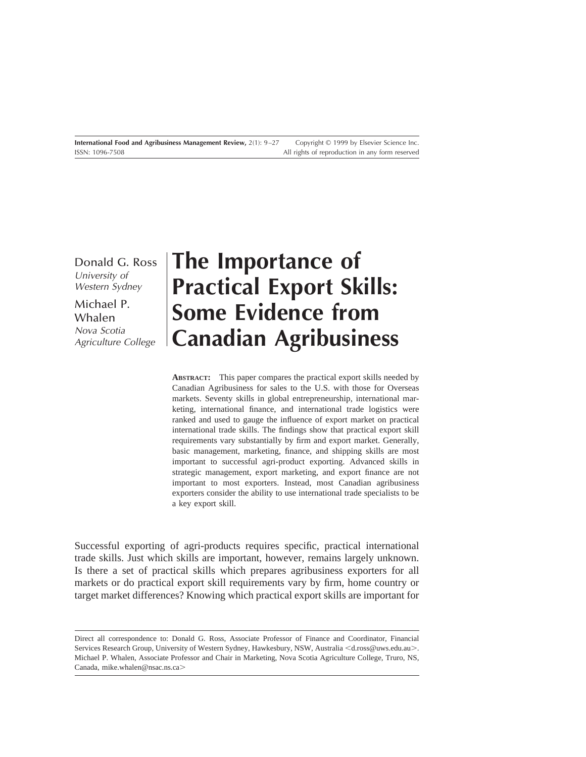# The Importance of Practical Export Skills: Some Evidence from Canadian Agribusiness

Donald G. Ross
*University of Western Sydney*

Michael P. Whalen
*Nova Scotia Agriculture College*

**ABSTRACT:** This paper compares the practical export skills needed by Canadian Agribusiness for sales to the U.S. with those for Overseas markets. Seventy skills in global entrepreneurship, international marketing, international finance, and international trade logistics were ranked and used to gauge the influence of export market on practical international trade skills. The findings show that practical export skill requirements vary substantially by firm and export market. Generally, basic management, marketing, finance, and shipping skills are most important to successful agri-product exporting. Advanced skills in strategic management, export marketing, and export finance are not important to most exporters. Instead, most Canadian agribusiness exporters consider the ability to use international trade specialists to be a key export skill.

Successful exporting of agri-products requires specific, practical international trade skills. Just which skills are important, however, remains largely unknown. Is there a set of practical skills which prepares agribusiness exporters for all markets or do practical export skill requirements vary by firm, home country or target market differences? Knowing which practical export skills are important for

---

Direct all correspondence to: Donald G. Ross, Associate Professor of Finance and Coordinator, Financial Services Research Group, University of Western Sydney, Hawkesbury, NSW, Australia <d.ross@uws.edu.au>. Michael P. Whalen, Associate Professor and Chair in Marketing, Nova Scotia Agriculture College, Truro, NS, Canada, mike.whalen@nsac.ns.ca>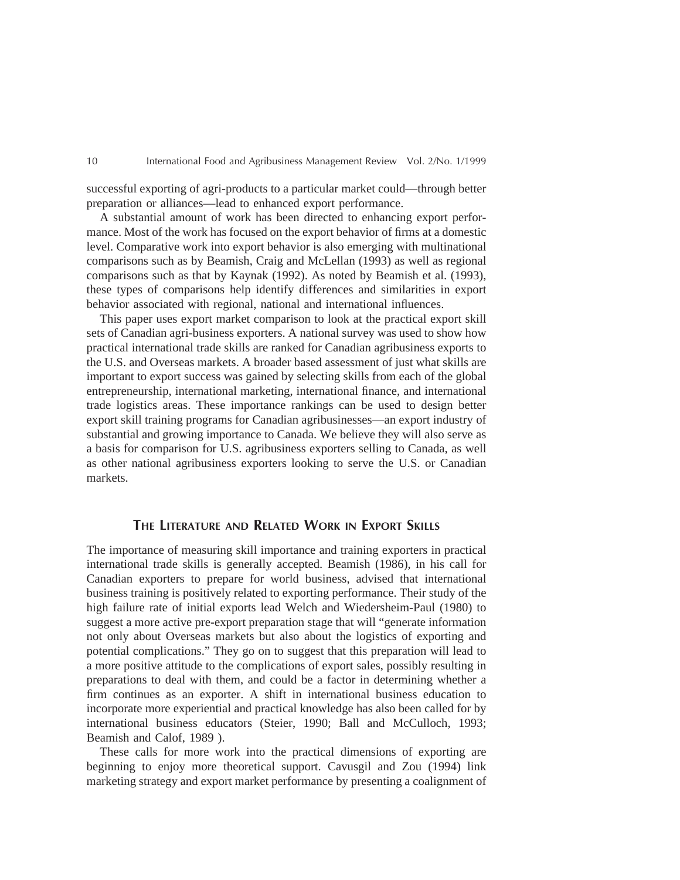successful exporting of agri-products to a particular market could—through better preparation or alliances—lead to enhanced export performance.

A substantial amount of work has been directed to enhancing export performance. Most of the work has focused on the export behavior of firms at a domestic level. Comparative work into export behavior is also emerging with multinational comparisons such as by Beamish, Craig and McLellan (1993) as well as regional comparisons such as that by Kaynak (1992). As noted by Beamish et al. (1993), these types of comparisons help identify differences and similarities in export behavior associated with regional, national and international influences.

This paper uses export market comparison to look at the practical export skill sets of Canadian agri-business exporters. A national survey was used to show how practical international trade skills are ranked for Canadian agribusiness exports to the U.S. and Overseas markets. A broader based assessment of just what skills are important to export success was gained by selecting skills from each of the global entrepreneurship, international marketing, international finance, and international trade logistics areas. These importance rankings can be used to design better export skill training programs for Canadian agribusinesses—an export industry of substantial and growing importance to Canada. We believe they will also serve as a basis for comparison for U.S. agribusiness exporters selling to Canada, as well as other national agribusiness exporters looking to serve the U.S. or Canadian markets.

## The Literature and Related Work in Export Skills

The importance of measuring skill importance and training exporters in practical international trade skills is generally accepted. Beamish (1986), in his call for Canadian exporters to prepare for world business, advised that international business training is positively related to exporting performance. Their study of the high failure rate of initial exports lead Welch and Wiedersheim-Paul (1980) to suggest a more active pre-export preparation stage that will "generate information not only about Overseas markets but also about the logistics of exporting and potential complications." They go on to suggest that this preparation will lead to a more positive attitude to the complications of export sales, possibly resulting in preparations to deal with them, and could be a factor in determining whether a firm continues as an exporter. A shift in international business education to incorporate more experiential and practical knowledge has also been called for by international business educators (Steier, 1990; Ball and McCulloch, 1993; Beamish and Calof, 1989 ).

These calls for more work into the practical dimensions of exporting are beginning to enjoy more theoretical support. Cavusgil and Zou (1994) link marketing strategy and export market performance by presenting a coalignment of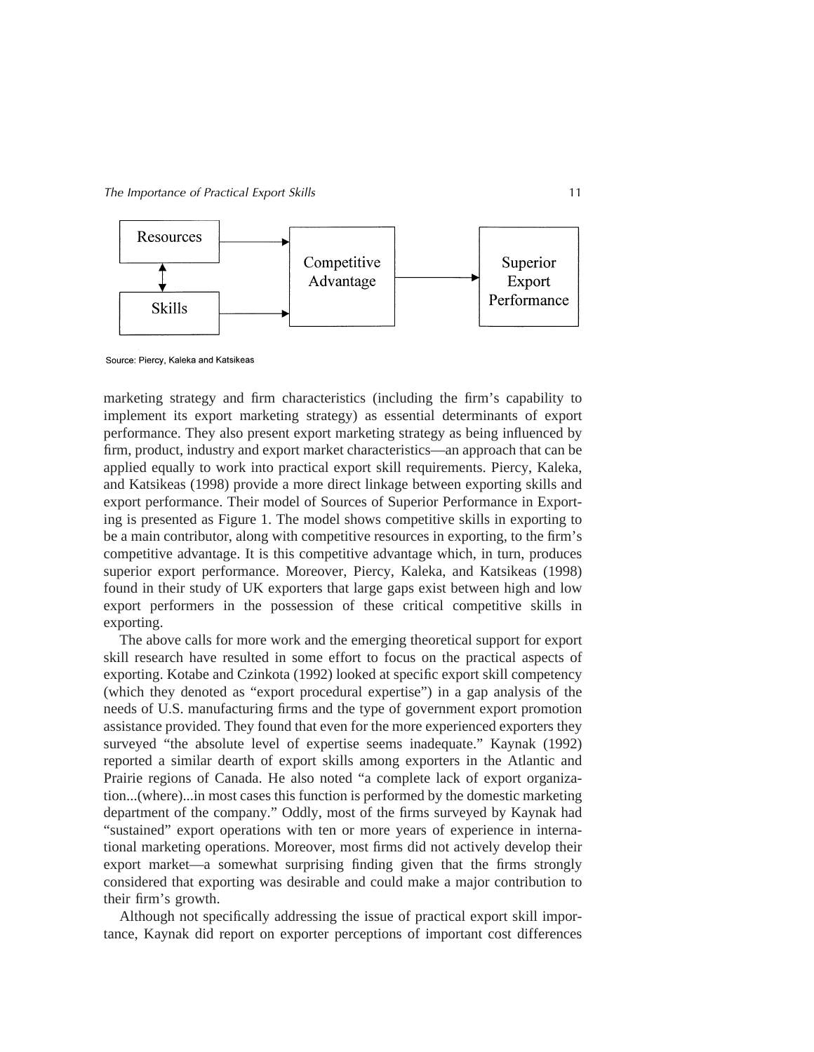Resources

Skills

Competitive Advantage

Superior Export Performance

Source: Piercy, Kaleka and Katsikeas

marketing strategy and firm characteristics (including the firm's capability to implement its export marketing strategy) as essential determinants of export performance. They also present export marketing strategy as being influenced by firm, product, industry and export market characteristics—an approach that can be applied equally to work into practical export skill requirements. Piercy, Kaleka, and Katsikeas (1998) provide a more direct linkage between exporting skills and export performance. Their model of Sources of Superior Performance in Exporting is presented as Figure 1. The model shows competitive skills in exporting to be a main contributor, along with competitive resources in exporting, to the firm's competitive advantage. It is this competitive advantage which, in turn, produces superior export performance. Moreover, Piercy, Kaleka, and Katsikeas (1998) found in their study of UK exporters that large gaps exist between high and low export performers in the possession of these critical competitive skills in exporting.

The above calls for more work and the emerging theoretical support for export skill research have resulted in some effort to focus on the practical aspects of exporting. Kotabe and Czinkota (1992) looked at specific export skill competency (which they denoted as "export procedural expertise") in a gap analysis of the needs of U.S. manufacturing firms and the type of government export promotion assistance provided. They found that even for the more experienced exporters they surveyed "the absolute level of expertise seems inadequate." Kaynak (1992) reported a similar dearth of export skills among exporters in the Atlantic and Prairie regions of Canada. He also noted "a complete lack of export organization...(where)...in most cases this function is performed by the domestic marketing department of the company." Oddly, most of the firms surveyed by Kaynak had "sustained" export operations with ten or more years of experience in international marketing operations. Moreover, most firms did not actively develop their export market—a somewhat surprising finding given that the firms strongly considered that exporting was desirable and could make a major contribution to their firm's growth.

Although not specifically addressing the issue of practical export skill importance, Kaynak did report on exporter perceptions of important cost differences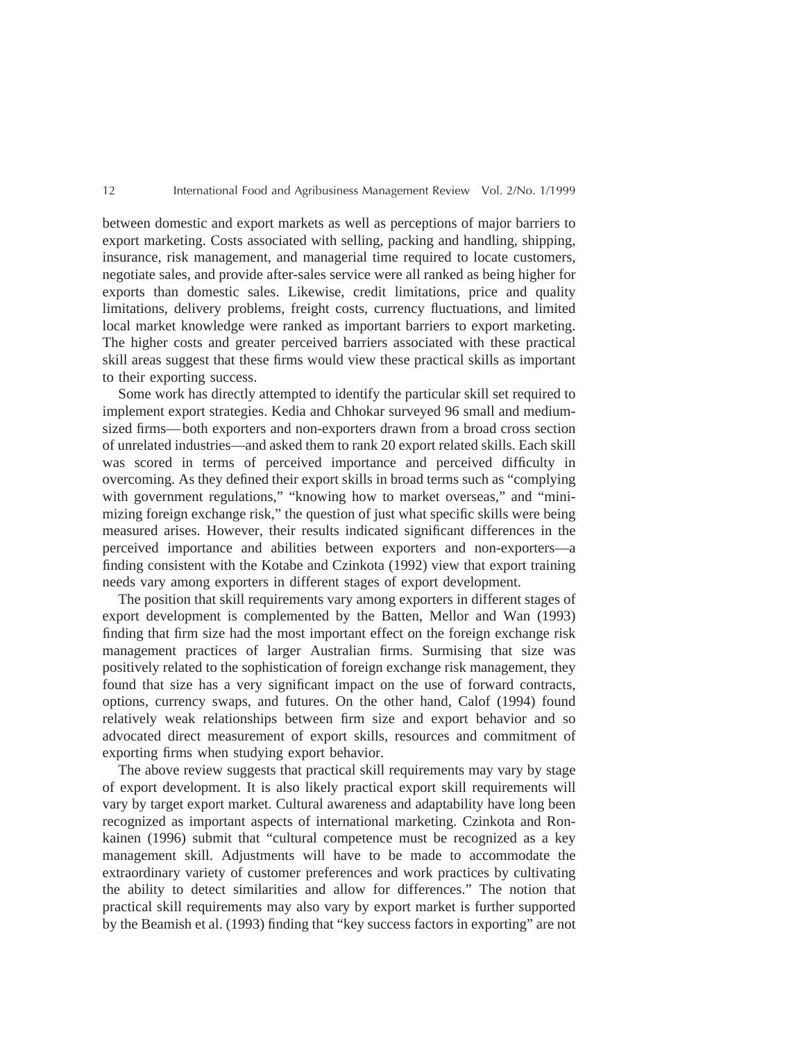between domestic and export markets as well as perceptions of major barriers to export marketing. Costs associated with selling, packing and handling, shipping, insurance, risk management, and managerial time required to locate customers, negotiate sales, and provide after-sales service were all ranked as being higher for exports than domestic sales. Likewise, credit limitations, price and quality limitations, delivery problems, freight costs, currency fluctuations, and limited local market knowledge were ranked as important barriers to export marketing. The higher costs and greater perceived barriers associated with these practical skill areas suggest that these firms would view these practical skills as important to their exporting success.

Some work has directly attempted to identify the particular skill set required to implement export strategies. Kedia and Chhokar surveyed 96 small and medium-sized firms—both exporters and non-exporters drawn from a broad cross section of unrelated industries—and asked them to rank 20 export related skills. Each skill was scored in terms of perceived importance and perceived difficulty in overcoming. As they defined their export skills in broad terms such as "complying with government regulations," "knowing how to market overseas," and "minimizing foreign exchange risk," the question of just what specific skills were being measured arises. However, their results indicated significant differences in the perceived importance and abilities between exporters and non-exporters—a finding consistent with the Kotabe and Czinkota (1992) view that export training needs vary among exporters in different stages of export development.

The position that skill requirements vary among exporters in different stages of export development is complemented by the Batten, Mellor and Wan (1993) finding that firm size had the most important effect on the foreign exchange risk management practices of larger Australian firms. Surmising that size was positively related to the sophistication of foreign exchange risk management, they found that size has a very significant impact on the use of forward contracts, options, currency swaps, and futures. On the other hand, Calof (1994) found relatively weak relationships between firm size and export behavior and so advocated direct measurement of export skills, resources and commitment of exporting firms when studying export behavior.

The above review suggests that practical skill requirements may vary by stage of export development. It is also likely practical export skill requirements will vary by target export market. Cultural awareness and adaptability have long been recognized as important aspects of international marketing. Czinkota and Ronkainen (1996) submit that "cultural competence must be recognized as a key management skill. Adjustments will have to be made to accommodate the extraordinary variety of customer preferences and work practices by cultivating the ability to detect similarities and allow for differences." The notion that practical skill requirements may also vary by export market is further supported by the Beamish et al. (1993) finding that "key success factors in exporting" are not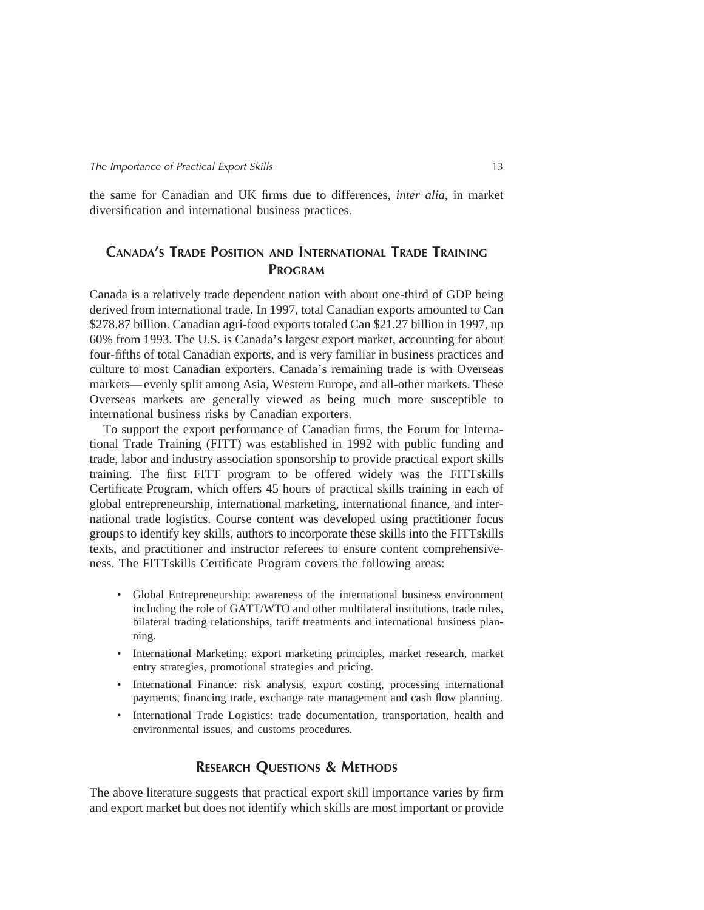the same for Canadian and UK firms due to differences, *inter alia*, in market diversification and international business practices.

## CANADA'S TRADE POSITION AND INTERNATIONAL TRADE TRAINING PROGRAM

Canada is a relatively trade dependent nation with about one-third of GDP being derived from international trade. In 1997, total Canadian exports amounted to Can $278.87 billion. Canadian agri-food exports totaled Can $21.27 billion in 1997, up 60% from 1993. The U.S. is Canada's largest export market, accounting for about four-fifths of total Canadian exports, and is very familiar in business practices and culture to most Canadian exporters. Canada's remaining trade is with Overseas markets— evenly split among Asia, Western Europe, and all-other markets. These Overseas markets are generally viewed as being much more susceptible to international business risks by Canadian exporters.

To support the export performance of Canadian firms, the Forum for International Trade Training (FITT) was established in 1992 with public funding and trade, labor and industry association sponsorship to provide practical export skills training. The first FITT program to be offered widely was the FITTskills Certificate Program, which offers 45 hours of practical skills training in each of global entrepreneurship, international marketing, international finance, and international trade logistics. Course content was developed using practitioner focus groups to identify key skills, authors to incorporate these skills into the FITTskills texts, and practitioner and instructor referees to ensure content comprehensiveness. The FITTskills Certificate Program covers the following areas:

- Global Entrepreneurship: awareness of the international business environment including the role of GATT/WTO and other multilateral institutions, trade rules, bilateral trading relationships, tariff treatments and international business planning.
- International Marketing: export marketing principles, market research, market entry strategies, promotional strategies and pricing.
- International Finance: risk analysis, export costing, processing international payments, financing trade, exchange rate management and cash flow planning.
- International Trade Logistics: trade documentation, transportation, health and environmental issues, and customs procedures.

## RESEARCH QUESTIONS & METHODS

The above literature suggests that practical export skill importance varies by firm and export market but does not identify which skills are most important or provide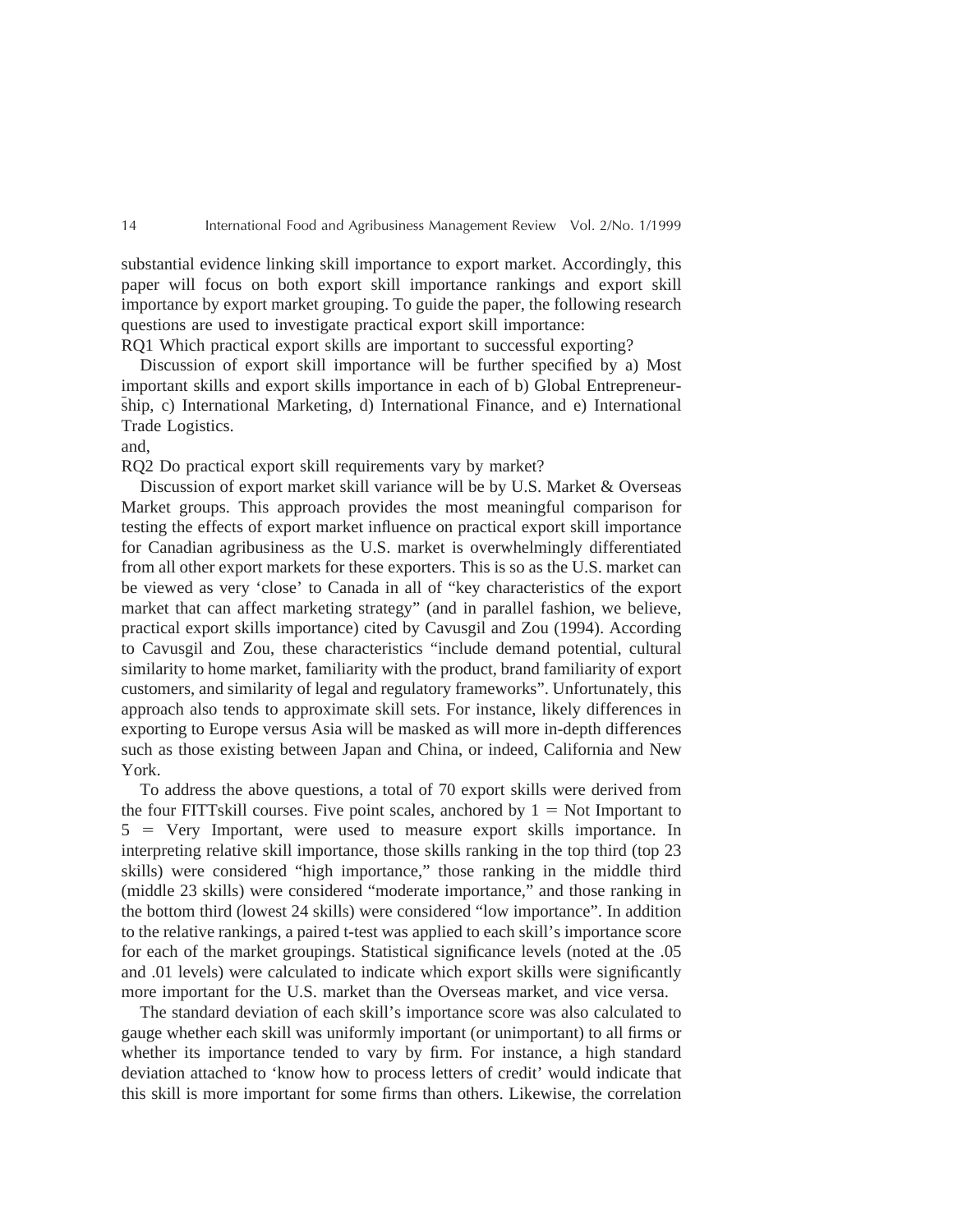substantial evidence linking skill importance to export market. Accordingly, this paper will focus on both export skill importance rankings and export skill importance by export market grouping. To guide the paper, the following research questions are used to investigate practical export skill importance:

RQ1 Which practical export skills are important to successful exporting?

Discussion of export skill importance will be further specified by a) Most important skills and export skills importance in each of b) Global Entrepreneurship, c) International Marketing, d) International Finance, and e) International Trade Logistics.

and,

RQ2 Do practical export skill requirements vary by market?

Discussion of export market skill variance will be by U.S. Market & Overseas Market groups. This approach provides the most meaningful comparison for testing the effects of export market influence on practical export skill importance for Canadian agribusiness as the U.S. market is overwhelmingly differentiated from all other export markets for these exporters. This is so as the U.S. market can be viewed as very 'close' to Canada in all of "key characteristics of the export market that can affect marketing strategy" (and in parallel fashion, we believe, practical export skills importance) cited by Cavusgil and Zou (1994). According to Cavusgil and Zou, these characteristics "include demand potential, cultural similarity to home market, familiarity with the product, brand familiarity of export customers, and similarity of legal and regulatory frameworks". Unfortunately, this approach also tends to approximate skill sets. For instance, likely differences in exporting to Europe versus Asia will be masked as will more in-depth differences such as those existing between Japan and China, or indeed, California and New York.

To address the above questions, a total of 70 export skills were derived from the four FITTskill courses. Five point scales, anchored by 1 = Not Important to 5 = Very Important, were used to measure export skills importance. In interpreting relative skill importance, those skills ranking in the top third (top 23 skills) were considered "high importance," those ranking in the middle third (middle 23 skills) were considered "moderate importance," and those ranking in the bottom third (lowest 24 skills) were considered "low importance". In addition to the relative rankings, a paired t-test was applied to each skill's importance score for each of the market groupings. Statistical significance levels (noted at the .05 and .01 levels) were calculated to indicate which export skills were significantly more important for the U.S. market than the Overseas market, and vice versa.

The standard deviation of each skill's importance score was also calculated to gauge whether each skill was uniformly important (or unimportant) to all firms or whether its importance tended to vary by firm. For instance, a high standard deviation attached to 'know how to process letters of credit' would indicate that this skill is more important for some firms than others. Likewise, the correlation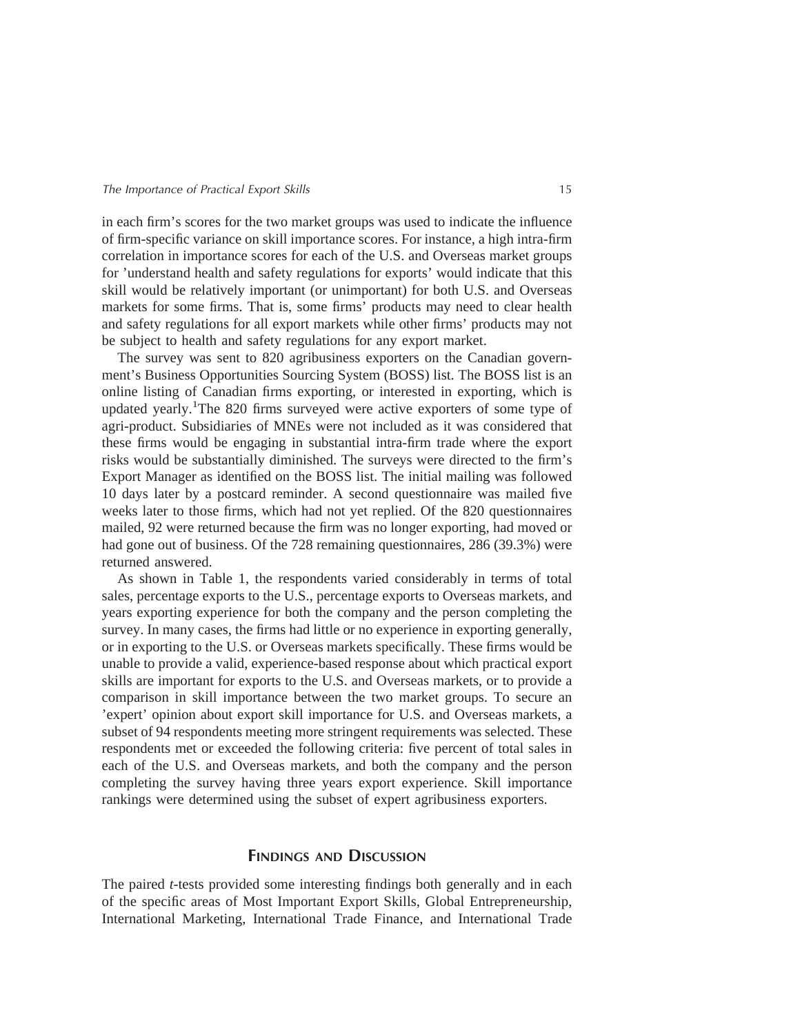in each firm's scores for the two market groups was used to indicate the influence of firm-specific variance on skill importance scores. For instance, a high intra-firm correlation in importance scores for each of the U.S. and Overseas market groups for 'understand health and safety regulations for exports' would indicate that this skill would be relatively important (or unimportant) for both U.S. and Overseas markets for some firms. That is, some firms' products may need to clear health and safety regulations for all export markets while other firms' products may not be subject to health and safety regulations for any export market.

The survey was sent to 820 agribusiness exporters on the Canadian government's Business Opportunities Sourcing System (BOSS) list. The BOSS list is an online listing of Canadian firms exporting, or interested in exporting, which is updated yearly.[1]The 820 firms surveyed were active exporters of some type of agri-product. Subsidiaries of MNEs were not included as it was considered that these firms would be engaging in substantial intra-firm trade where the export risks would be substantially diminished. The surveys were directed to the firm's Export Manager as identified on the BOSS list. The initial mailing was followed 10 days later by a postcard reminder. A second questionnaire was mailed five weeks later to those firms, which had not yet replied. Of the 820 questionnaires mailed, 92 were returned because the firm was no longer exporting, had moved or had gone out of business. Of the 728 remaining questionnaires, 286 (39.3%) were returned answered.

As shown in Table 1, the respondents varied considerably in terms of total sales, percentage exports to the U.S., percentage exports to Overseas markets, and years exporting experience for both the company and the person completing the survey. In many cases, the firms had little or no experience in exporting generally, or in exporting to the U.S. or Overseas markets specifically. These firms would be unable to provide a valid, experience-based response about which practical export skills are important for exports to the U.S. and Overseas markets, or to provide a comparison in skill importance between the two market groups. To secure an 'expert' opinion about export skill importance for U.S. and Overseas markets, a subset of 94 respondents meeting more stringent requirements was selected. These respondents met or exceeded the following criteria: five percent of total sales in each of the U.S. and Overseas markets, and both the company and the person completing the survey having three years export experience. Skill importance rankings were determined using the subset of expert agribusiness exporters.

## FINDINGS AND DISCUSSION

The paired *t*-tests provided some interesting findings both generally and in each of the specific areas of Most Important Export Skills, Global Entrepreneurship, International Marketing, International Trade Finance, and International Trade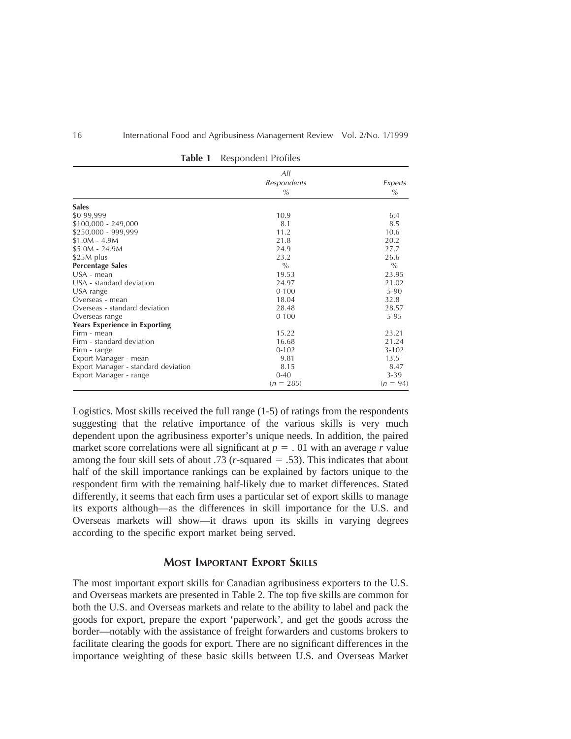**Table 1** Respondent Profiles

| | All Respondents % | Experts % |
|---|---|---|
| **Sales** | | |
| \$0-99,999 | 10.9 | 6.4 |
| \$100,000 - 249,000 | 8.1 | 8.5 |
| \$250,000 - 999,999 | 11.2 | 10.6 |
| \$1.0M - 4.9M | 21.8 | 20.2 |
| \$5.0M - 24.9M | 24.9 | 27.7 |
| \$25M plus | 23.2 | 26.6 |
| **Percentage Sales** | % | % |
| USA - mean | 19.53 | 23.95 |
| USA - standard deviation | 24.97 | 21.02 |
| USA range | 0-100 | 5-90 |
| Overseas - mean | 18.04 | 32.8 |
| Overseas - standard deviation | 28.48 | 28.57 |
| Overseas range | 0-100 | 5-95 |
| **Years Experience in Exporting** | | |
| Firm - mean | 15.22 | 23.21 |
| Firm - standard deviation | 16.68 | 21.24 |
| Firm - range | 0-102 | 3-102 |
| Export Manager - mean | 9.81 | 13.5 |
| Export Manager - standard deviation | 8.15 | 8.47 |
| Export Manager - range | 0-40 | 3-39 |
| | ($n$ = 285) | ($n$ = 94) |

Logistics. Most skills received the full range (1-5) of ratings from the respondents suggesting that the relative importance of the various skills is very much dependent upon the agribusiness exporter's unique needs. In addition, the paired market score correlations were all significant at $p = .01$ with an average $r$ value among the four skill sets of about .73 ($r$-squared = .53). This indicates that about half of the skill importance rankings can be explained by factors unique to the respondent firm with the remaining half-likely due to market differences. Stated differently, it seems that each firm uses a particular set of export skills to manage its exports although—as the differences in skill importance for the U.S. and Overseas markets will show—it draws upon its skills in varying degrees according to the specific export market being served.

## Most Important Export Skills

The most important export skills for Canadian agribusiness exporters to the U.S. and Overseas markets are presented in Table 2. The top five skills are common for both the U.S. and Overseas markets and relate to the ability to label and pack the goods for export, prepare the export 'paperwork', and get the goods across the border—notably with the assistance of freight forwarders and customs brokers to facilitate clearing the goods for export. There are no significant differences in the importance weighting of these basic skills between U.S. and Overseas Market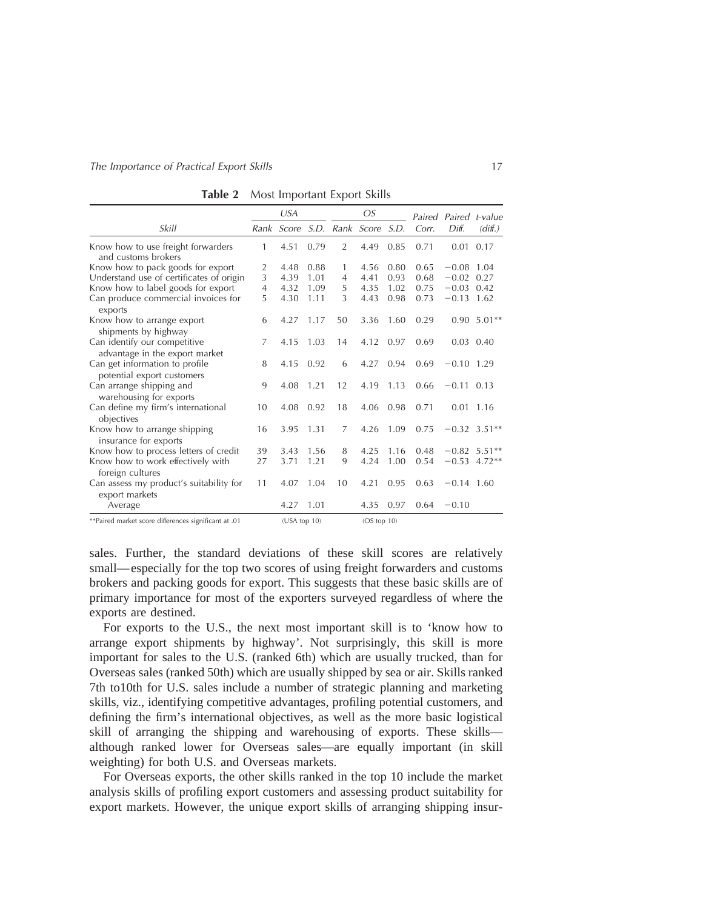**Table 2** Most Important Export Skills

| Skill | USA | | | OS | | | Paired | Paired | t-value |
|---|---|---|---|---|---|---|---|---|---|
| | Rank | Score | S.D. | Rank | Score | S.D. | Corr. | Diff. | (diff.) |
| Know how to use freight forwarders and customs brokers | 1 | 4.51 | 0.79 | 2 | 4.49 | 0.85 | 0.71 | 0.01 | 0.17 |
| Know how to pack goods for export | 2 | 4.48 | 0.88 | 1 | 4.56 | 0.80 | 0.65 | −0.08 | 1.04 |
| Understand use of certificates of origin | 3 | 4.39 | 1.01 | 4 | 4.41 | 0.93 | 0.68 | −0.02 | 0.27 |
| Know how to label goods for export | 4 | 4.32 | 1.09 | 5 | 4.35 | 1.02 | 0.75 | −0.03 | 0.42 |
| Can produce commercial invoices for exports | 5 | 4.30 | 1.11 | 3 | 4.43 | 0.98 | 0.73 | −0.13 | 1.62 |
| Know how to arrange export shipments by highway | 6 | 4.27 | 1.17 | 50 | 3.36 | 1.60 | 0.29 | 0.90 | 5.01** |
| Can identify our competitive advantage in the export market | 7 | 4.15 | 1.03 | 14 | 4.12 | 0.97 | 0.69 | 0.03 | 0.40 |
| Can get information to profile potential export customers | 8 | 4.15 | 0.92 | 6 | 4.27 | 0.94 | 0.69 | −0.10 | 1.29 |
| Can arrange shipping and warehousing for exports | 9 | 4.08 | 1.21 | 12 | 4.19 | 1.13 | 0.66 | −0.11 | 0.13 |
| Can define my firm's international objectives | 10 | 4.08 | 0.92 | 18 | 4.06 | 0.98 | 0.71 | 0.01 | 1.16 |
| Know how to arrange shipping insurance for exports | 16 | 3.95 | 1.31 | 7 | 4.26 | 1.09 | 0.75 | −0.32 | 3.51** |
| Know how to process letters of credit | 39 | 3.43 | 1.56 | 8 | 4.25 | 1.16 | 0.48 | −0.82 | 5.51** |
| Know how to work effectively with foreign cultures | 27 | 3.71 | 1.21 | 9 | 4.24 | 1.00 | 0.54 | −0.53 | 4.72** |
| Can assess my product's suitability for export markets | 11 | 4.07 | 1.04 | 10 | 4.21 | 0.95 | 0.63 | −0.14 | 1.60 |
| Average | | 4.27 | 1.01 | | 4.35 | 0.97 | 0.64 | −0.10 | |
| | | (USA top 10) | | | (OS top 10) | | | | |

**Paired market score differences significant at .01

sales. Further, the standard deviations of these skill scores are relatively small—especially for the top two scores of using freight forwarders and customs brokers and packing goods for export. This suggests that these basic skills are of primary importance for most of the exporters surveyed regardless of where the exports are destined.

For exports to the U.S., the next most important skill is to 'know how to arrange export shipments by highway'. Not surprisingly, this skill is more important for sales to the U.S. (ranked 6th) which are usually trucked, than for Overseas sales (ranked 50th) which are usually shipped by sea or air. Skills ranked 7th to10th for U.S. sales include a number of strategic planning and marketing skills, viz., identifying competitive advantages, profiling potential customers, and defining the firm's international objectives, as well as the more basic logistical skill of arranging the shipping and warehousing of exports. These skills—although ranked lower for Overseas sales—are equally important (in skill weighting) for both U.S. and Overseas markets.

For Overseas exports, the other skills ranked in the top 10 include the market analysis skills of profiling export customers and assessing product suitability for export markets. However, the unique export skills of arranging shipping insur-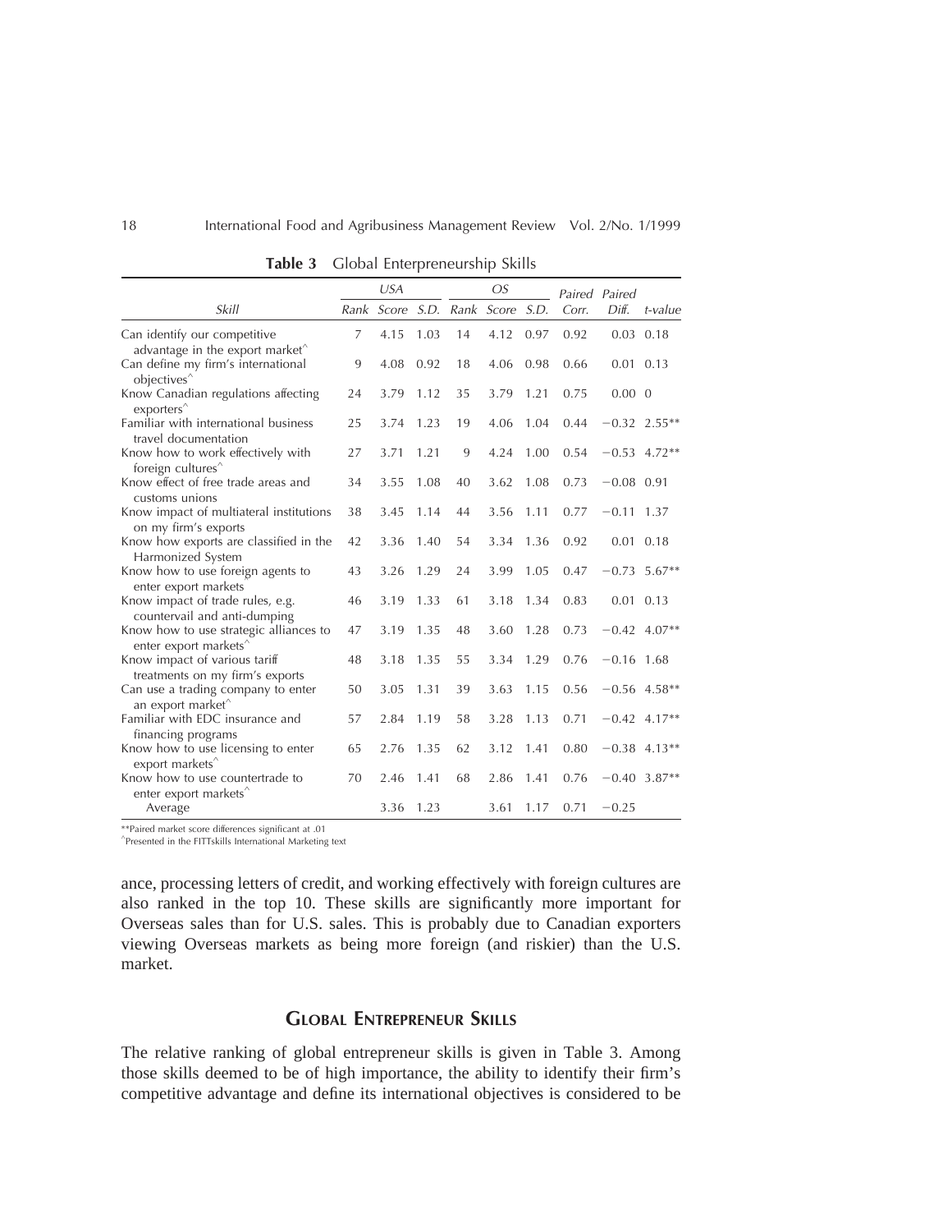**Table 3** Global Enterpreneurship Skills

| Skill | USA | | | OS | | | Paired | Paired | |
|---|---|---|---|---|---|---|---|---|---|
| | Rank | Score | S.D. | Rank | Score | S.D. | Corr. | Diff. | t-value |
| Can identify our competitive advantage in the export market^ | 7 | 4.15 | 1.03 | 14 | 4.12 | 0.97 | 0.92 | 0.03 | 0.18 |
| Can define my firm's international objectives^ | 9 | 4.08 | 0.92 | 18 | 4.06 | 0.98 | 0.66 | 0.01 | 0.13 |
| Know Canadian regulations affecting exporters^ | 24 | 3.79 | 1.12 | 35 | 3.79 | 1.21 | 0.75 | 0.00 | 0 |
| Familiar with international business travel documentation | 25 | 3.74 | 1.23 | 19 | 4.06 | 1.04 | 0.44 | −0.32 | 2.55** |
| Know how to work effectively with foreign cultures^ | 27 | 3.71 | 1.21 | 9 | 4.24 | 1.00 | 0.54 | −0.53 | 4.72** |
| Know effect of free trade areas and customs unions | 34 | 3.55 | 1.08 | 40 | 3.62 | 1.08 | 0.73 | −0.08 | 0.91 |
| Know impact of multiateral institutions on my firm's exports | 38 | 3.45 | 1.14 | 44 | 3.56 | 1.11 | 0.77 | −0.11 | 1.37 |
| Know how exports are classified in the Harmonized System | 42 | 3.36 | 1.40 | 54 | 3.34 | 1.36 | 0.92 | 0.01 | 0.18 |
| Know how to use foreign agents to enter export markets | 43 | 3.26 | 1.29 | 24 | 3.99 | 1.05 | 0.47 | −0.73 | 5.67** |
| Know impact of trade rules, e.g. countervail and anti-dumping | 46 | 3.19 | 1.33 | 61 | 3.18 | 1.34 | 0.83 | 0.01 | 0.13 |
| Know how to use strategic alliances to enter export markets^ | 47 | 3.19 | 1.35 | 48 | 3.60 | 1.28 | 0.73 | −0.42 | 4.07** |
| Know impact of various tariff treatments on my firm's exports | 48 | 3.18 | 1.35 | 55 | 3.34 | 1.29 | 0.76 | −0.16 | 1.68 |
| Can use a trading company to enter an export market^ | 50 | 3.05 | 1.31 | 39 | 3.63 | 1.15 | 0.56 | −0.56 | 4.58** |
| Familiar with EDC insurance and financing programs | 57 | 2.84 | 1.19 | 58 | 3.28 | 1.13 | 0.71 | −0.42 | 4.17** |
| Know how to use licensing to enter export markets^ | 65 | 2.76 | 1.35 | 62 | 3.12 | 1.41 | 0.80 | −0.38 | 4.13** |
| Know how to use countertrade to enter export markets^ | 70 | 2.46 | 1.41 | 68 | 2.86 | 1.41 | 0.76 | −0.40 | 3.87** |
| Average | | 3.36 | 1.23 | | 3.61 | 1.17 | 0.71 | −0.25 | |

**Paired market score differences significant at .01
^Presented in the FITTskills International Marketing text

ance, processing letters of credit, and working effectively with foreign cultures are also ranked in the top 10. These skills are significantly more important for Overseas sales than for U.S. sales. This is probably due to Canadian exporters viewing Overseas markets as being more foreign (and riskier) than the U.S. market.

## Global Entrepreneur Skills

The relative ranking of global entrepreneur skills is given in Table 3. Among those skills deemed to be of high importance, the ability to identify their firm's competitive advantage and define its international objectives is considered to be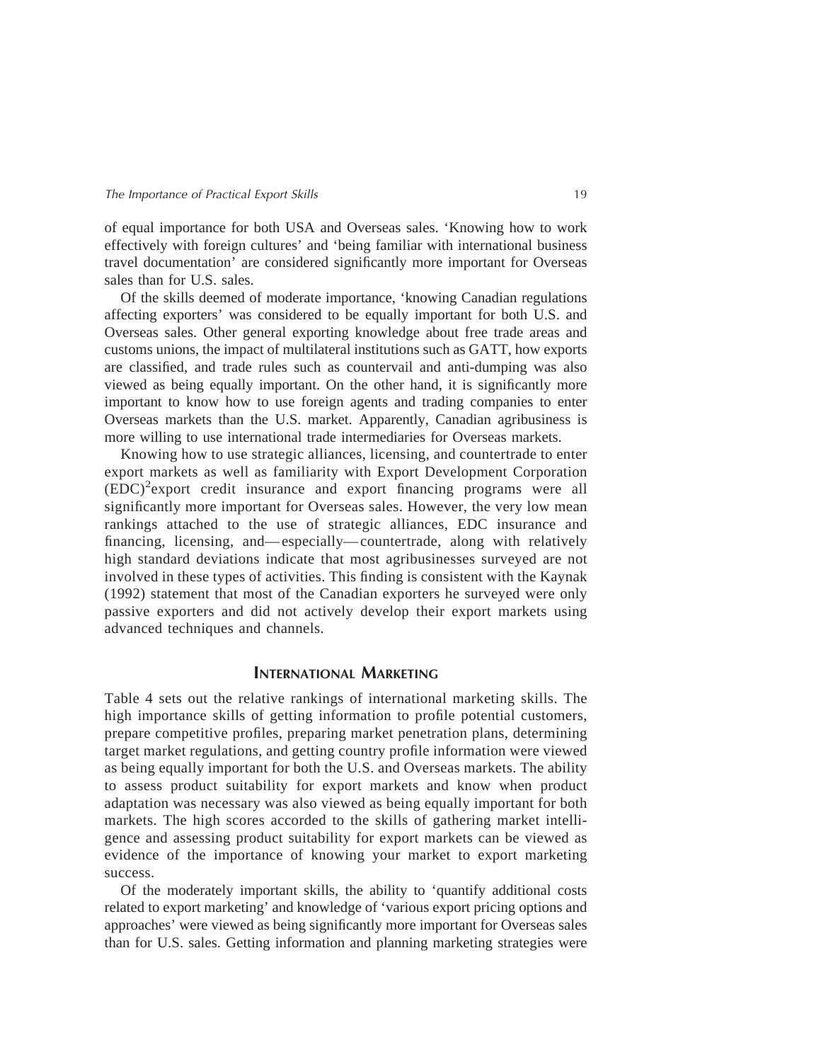of equal importance for both USA and Overseas sales. 'Knowing how to work effectively with foreign cultures' and 'being familiar with international business travel documentation' are considered significantly more important for Overseas sales than for U.S. sales.

Of the skills deemed of moderate importance, 'knowing Canadian regulations affecting exporters' was considered to be equally important for both U.S. and Overseas sales. Other general exporting knowledge about free trade areas and customs unions, the impact of multilateral institutions such as GATT, how exports are classified, and trade rules such as countervail and anti-dumping was also viewed as being equally important. On the other hand, it is significantly more important to know how to use foreign agents and trading companies to enter Overseas markets than the U.S. market. Apparently, Canadian agribusiness is more willing to use international trade intermediaries for Overseas markets.

Knowing how to use strategic alliances, licensing, and countertrade to enter export markets as well as familiarity with Export Development Corporation (EDC)[2] export credit insurance and export financing programs were all significantly more important for Overseas sales. However, the very low mean rankings attached to the use of strategic alliances, EDC insurance and financing, licensing, and—especially—countertrade, along with relatively high standard deviations indicate that most agribusinesses surveyed are not involved in these types of activities. This finding is consistent with the Kaynak (1992) statement that most of the Canadian exporters he surveyed were only passive exporters and did not actively develop their export markets using advanced techniques and channels.

## International Marketing

Table 4 sets out the relative rankings of international marketing skills. The high importance skills of getting information to profile potential customers, prepare competitive profiles, preparing market penetration plans, determining target market regulations, and getting country profile information were viewed as being equally important for both the U.S. and Overseas markets. The ability to assess product suitability for export markets and know when product adaptation was necessary was also viewed as being equally important for both markets. The high scores accorded to the skills of gathering market intelligence and assessing product suitability for export markets can be viewed as evidence of the importance of knowing your market to export marketing success.

Of the moderately important skills, the ability to 'quantify additional costs related to export marketing' and knowledge of 'various export pricing options and approaches' were viewed as being significantly more important for Overseas sales than for U.S. sales. Getting information and planning marketing strategies were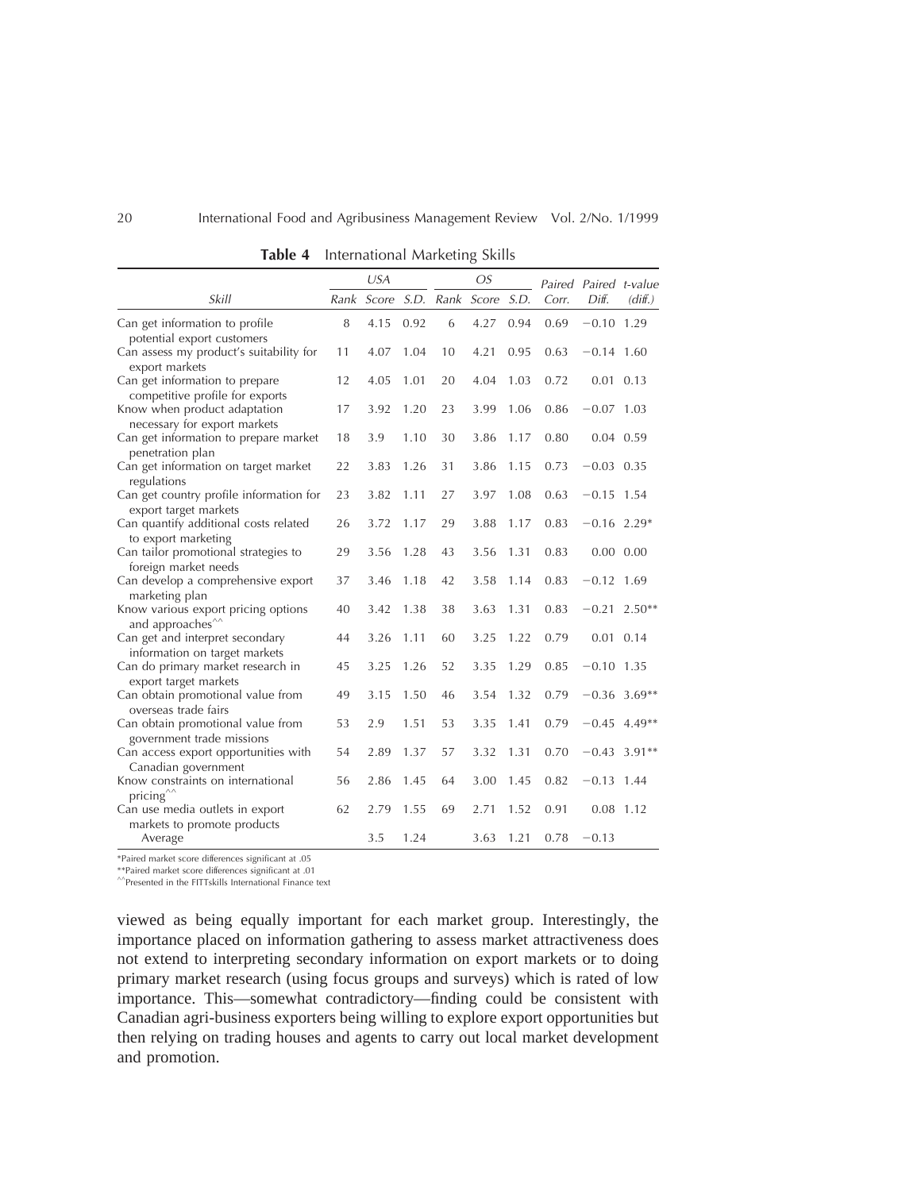**Table 4** International Marketing Skills

| Skill | USA | | | OS | | | Paired | Paired | t-value |
|---|---|---|---|---|---|---|---|---|---|
| | Rank | Score | S.D. | Rank | Score | S.D. | Corr. | Diff. | (diff.) |
| Can get information to profile potential export customers | 8 | 4.15 | 0.92 | 6 | 4.27 | 0.94 | 0.69 | −0.10 | 1.29 |
| Can assess my product's suitability for export markets | 11 | 4.07 | 1.04 | 10 | 4.21 | 0.95 | 0.63 | −0.14 | 1.60 |
| Can get information to prepare competitive profile for exports | 12 | 4.05 | 1.01 | 20 | 4.04 | 1.03 | 0.72 | 0.01 | 0.13 |
| Know when product adaptation necessary for export markets | 17 | 3.92 | 1.20 | 23 | 3.99 | 1.06 | 0.86 | −0.07 | 1.03 |
| Can get information to prepare market penetration plan | 18 | 3.9 | 1.10 | 30 | 3.86 | 1.17 | 0.80 | 0.04 | 0.59 |
| Can get information on target market regulations | 22 | 3.83 | 1.26 | 31 | 3.86 | 1.15 | 0.73 | −0.03 | 0.35 |
| Can get country profile information for export target markets | 23 | 3.82 | 1.11 | 27 | 3.97 | 1.08 | 0.63 | −0.15 | 1.54 |
| Can quantify additional costs related to export marketing | 26 | 3.72 | 1.17 | 29 | 3.88 | 1.17 | 0.83 | −0.16 | 2.29* |
| Can tailor promotional strategies to foreign market needs | 29 | 3.56 | 1.28 | 43 | 3.56 | 1.31 | 0.83 | 0.00 | 0.00 |
| Can develop a comprehensive export marketing plan | 37 | 3.46 | 1.18 | 42 | 3.58 | 1.14 | 0.83 | −0.12 | 1.69 |
| Know various export pricing options and approaches^^ | 40 | 3.42 | 1.38 | 38 | 3.63 | 1.31 | 0.83 | −0.21 | 2.50** |
| Can get and interpret secondary information on target markets | 44 | 3.26 | 1.11 | 60 | 3.25 | 1.22 | 0.79 | 0.01 | 0.14 |
| Can do primary market research in export target markets | 45 | 3.25 | 1.26 | 52 | 3.35 | 1.29 | 0.85 | −0.10 | 1.35 |
| Can obtain promotional value from overseas trade fairs | 49 | 3.15 | 1.50 | 46 | 3.54 | 1.32 | 0.79 | −0.36 | 3.69** |
| Can obtain promotional value from government trade missions | 53 | 2.9 | 1.51 | 53 | 3.35 | 1.41 | 0.79 | −0.45 | 4.49** |
| Can access export opportunities with Canadian government | 54 | 2.89 | 1.37 | 57 | 3.32 | 1.31 | 0.70 | −0.43 | 3.91** |
| Know constraints on international pricing^^ | 56 | 2.86 | 1.45 | 64 | 3.00 | 1.45 | 0.82 | −0.13 | 1.44 |
| Can use media outlets in export markets to promote products | 62 | 2.79 | 1.55 | 69 | 2.71 | 1.52 | 0.91 | 0.08 | 1.12 |
| Average | | 3.5 | 1.24 | | 3.63 | 1.21 | 0.78 | −0.13 | |

*Paired market score differences significant at .05

**Paired market score differences significant at .01

^^Presented in the FITTskills International Finance text

viewed as being equally important for each market group. Interestingly, the importance placed on information gathering to assess market attractiveness does not extend to interpreting secondary information on export markets or to doing primary market research (using focus groups and surveys) which is rated of low importance. This—somewhat contradictory—finding could be consistent with Canadian agri-business exporters being willing to explore export opportunities but then relying on trading houses and agents to carry out local market development and promotion.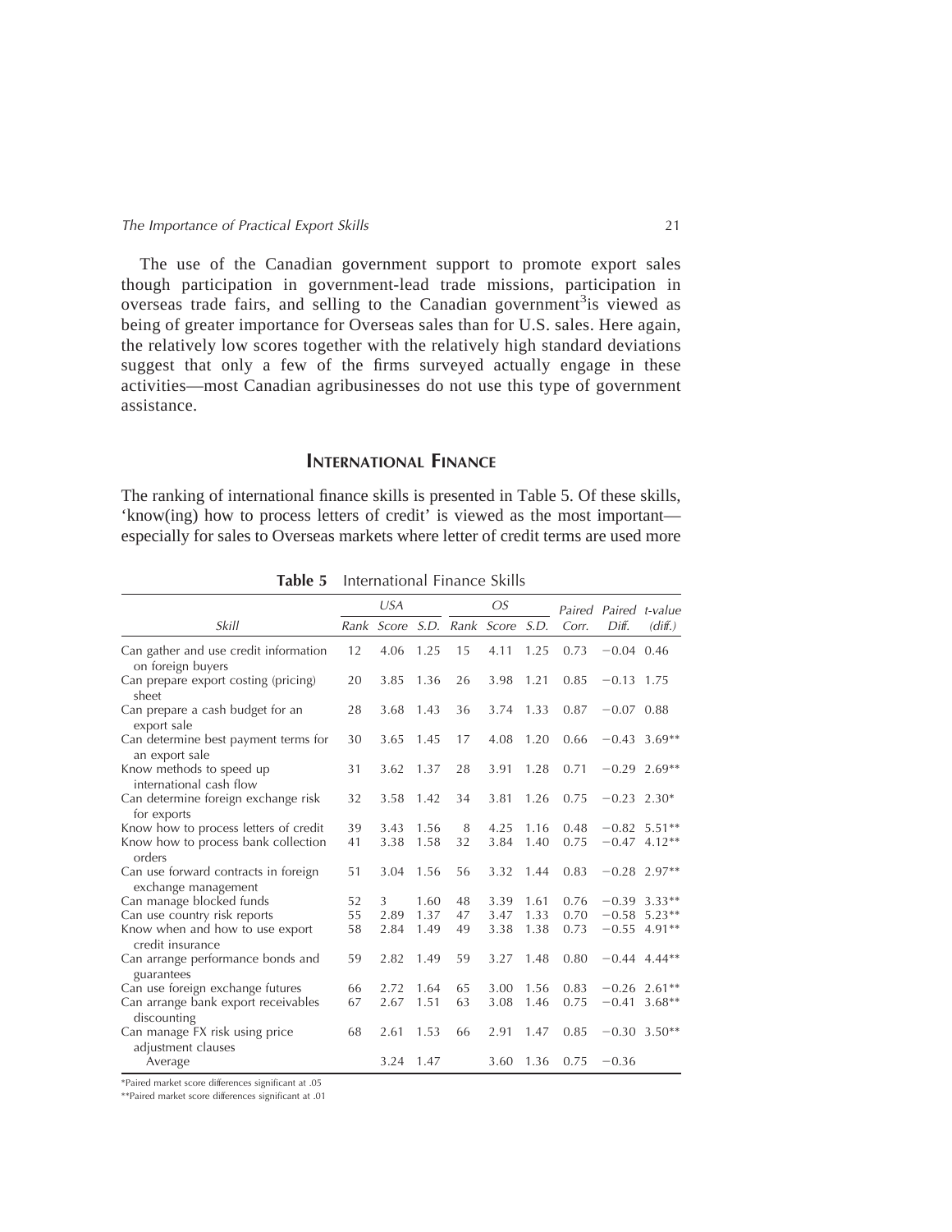The use of the Canadian government support to promote export sales though participation in government-lead trade missions, participation in overseas trade fairs, and selling to the Canadian government[3]is viewed as being of greater importance for Overseas sales than for U.S. sales. Here again, the relatively low scores together with the relatively high standard deviations suggest that only a few of the firms surveyed actually engage in these activities—most Canadian agribusinesses do not use this type of government assistance.

## International Finance

The ranking of international finance skills is presented in Table 5. Of these skills, 'know(ing) how to process letters of credit' is viewed as the most important—especially for sales to Overseas markets where letter of credit terms are used more

**Table 5** International Finance Skills

| | USA | | | OS | | | Paired | Paired | t-value |
|---|---|---|---|---|---|---|---|---|---|
| *Skill* | *Rank* | *Score* | *S.D.* | *Rank* | *Score* | *S.D.* | *Corr.* | *Diff.* | *(diff.)* |
| Can gather and use credit information on foreign buyers | 12 | 4.06 | 1.25 | 15 | 4.11 | 1.25 | 0.73 | −0.04 | 0.46 |
| Can prepare export costing (pricing) sheet | 20 | 3.85 | 1.36 | 26 | 3.98 | 1.21 | 0.85 | −0.13 | 1.75 |
| Can prepare a cash budget for an export sale | 28 | 3.68 | 1.43 | 36 | 3.74 | 1.33 | 0.87 | −0.07 | 0.88 |
| Can determine best payment terms for an export sale | 30 | 3.65 | 1.45 | 17 | 4.08 | 1.20 | 0.66 | −0.43 | 3.69** |
| Know methods to speed up international cash flow | 31 | 3.62 | 1.37 | 28 | 3.91 | 1.28 | 0.71 | −0.29 | 2.69** |
| Can determine foreign exchange risk for exports | 32 | 3.58 | 1.42 | 34 | 3.81 | 1.26 | 0.75 | −0.23 | 2.30* |
| Know how to process letters of credit | 39 | 3.43 | 1.56 | 8 | 4.25 | 1.16 | 0.48 | −0.82 | 5.51** |
| Know how to process bank collection orders | 41 | 3.38 | 1.58 | 32 | 3.84 | 1.40 | 0.75 | −0.47 | 4.12** |
| Can use forward contracts in foreign exchange management | 51 | 3.04 | 1.56 | 56 | 3.32 | 1.44 | 0.83 | −0.28 | 2.97** |
| Can manage blocked funds | 52 | 3 | 1.60 | 48 | 3.39 | 1.61 | 0.76 | −0.39 | 3.33** |
| Can use country risk reports | 55 | 2.89 | 1.37 | 47 | 3.47 | 1.33 | 0.70 | −0.58 | 5.23** |
| Know when and how to use export credit insurance | 58 | 2.84 | 1.49 | 49 | 3.38 | 1.38 | 0.73 | −0.55 | 4.91** |
| Can arrange performance bonds and guarantees | 59 | 2.82 | 1.49 | 59 | 3.27 | 1.48 | 0.80 | −0.44 | 4.44** |
| Can use foreign exchange futures | 66 | 2.72 | 1.64 | 65 | 3.00 | 1.56 | 0.83 | −0.26 | 2.61** |
| Can arrange bank export receivables discounting | 67 | 2.67 | 1.51 | 63 | 3.08 | 1.46 | 0.75 | −0.41 | 3.68** |
| Can manage FX risk using price adjustment clauses | 68 | 2.61 | 1.53 | 66 | 2.91 | 1.47 | 0.85 | −0.30 | 3.50** |
| Average | | 3.24 | 1.47 | | 3.60 | 1.36 | 0.75 | −0.36 | |

*Paired market score differences significant at .05

**Paired market score differences significant at .01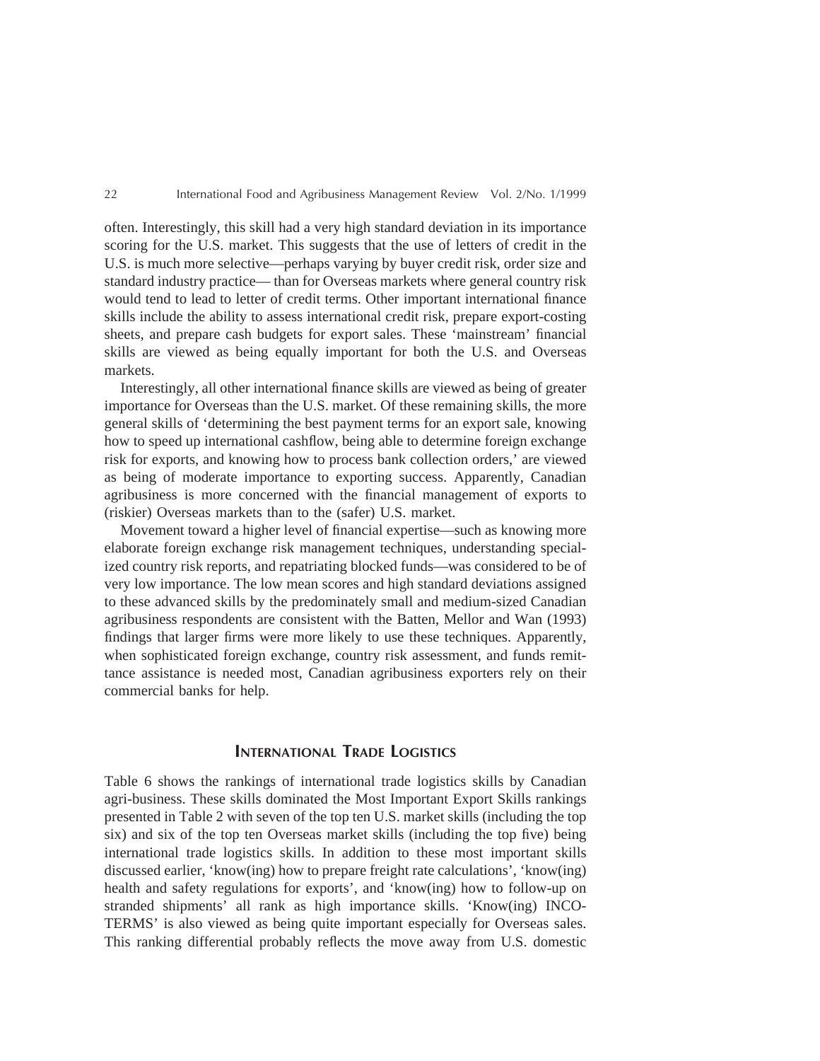often. Interestingly, this skill had a very high standard deviation in its importance scoring for the U.S. market. This suggests that the use of letters of credit in the U.S. is much more selective—perhaps varying by buyer credit risk, order size and standard industry practice— than for Overseas markets where general country risk would tend to lead to letter of credit terms. Other important international finance skills include the ability to assess international credit risk, prepare export-costing sheets, and prepare cash budgets for export sales. These 'mainstream' financial skills are viewed as being equally important for both the U.S. and Overseas markets.

Interestingly, all other international finance skills are viewed as being of greater importance for Overseas than the U.S. market. Of these remaining skills, the more general skills of 'determining the best payment terms for an export sale, knowing how to speed up international cashflow, being able to determine foreign exchange risk for exports, and knowing how to process bank collection orders,' are viewed as being of moderate importance to exporting success. Apparently, Canadian agribusiness is more concerned with the financial management of exports to (riskier) Overseas markets than to the (safer) U.S. market.

Movement toward a higher level of financial expertise—such as knowing more elaborate foreign exchange risk management techniques, understanding specialized country risk reports, and repatriating blocked funds—was considered to be of very low importance. The low mean scores and high standard deviations assigned to these advanced skills by the predominately small and medium-sized Canadian agribusiness respondents are consistent with the Batten, Mellor and Wan (1993) findings that larger firms were more likely to use these techniques. Apparently, when sophisticated foreign exchange, country risk assessment, and funds remittance assistance is needed most, Canadian agribusiness exporters rely on their commercial banks for help.

## International Trade Logistics

Table 6 shows the rankings of international trade logistics skills by Canadian agri-business. These skills dominated the Most Important Export Skills rankings presented in Table 2 with seven of the top ten U.S. market skills (including the top six) and six of the top ten Overseas market skills (including the top five) being international trade logistics skills. In addition to these most important skills discussed earlier, 'know(ing) how to prepare freight rate calculations', 'know(ing) health and safety regulations for exports', and 'know(ing) how to follow-up on stranded shipments' all rank as high importance skills. 'Know(ing) INCOTERMS' is also viewed as being quite important especially for Overseas sales. This ranking differential probably reflects the move away from U.S. domestic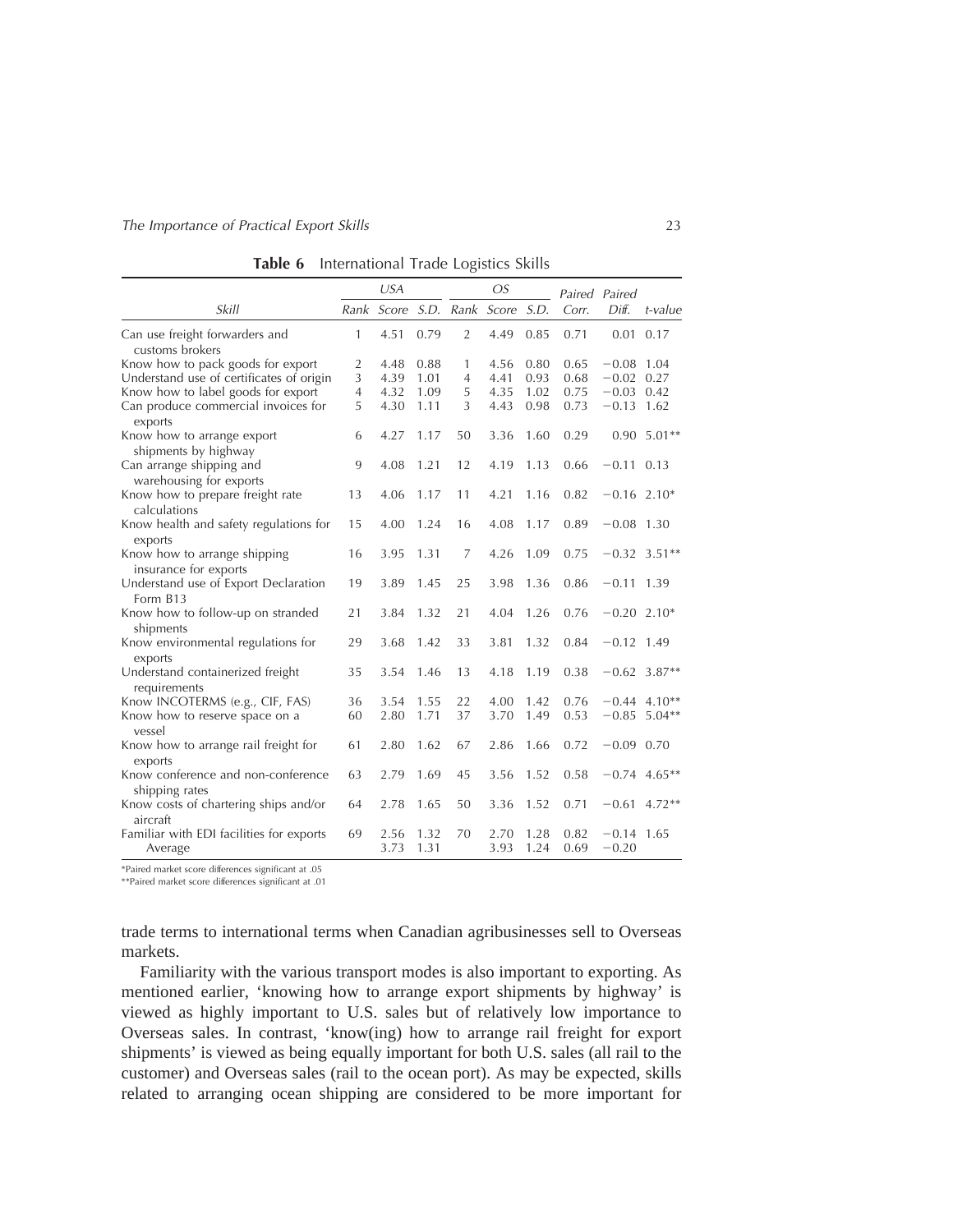**Table 6** International Trade Logistics Skills

| Skill | USA Rank | USA Score | USA S.D. | OS Rank | OS Score | OS S.D. | Paired Corr. | Paired Diff. | t-value |
|---|---|---|---|---|---|---|---|---|---|
| Can use freight forwarders and customs brokers | 1 | 4.51 | 0.79 | 2 | 4.49 | 0.85 | 0.71 | 0.01 | 0.17 |
| Know how to pack goods for export | 2 | 4.48 | 0.88 | 1 | 4.56 | 0.80 | 0.65 | −0.08 | 1.04 |
| Understand use of certificates of origin | 3 | 4.39 | 1.01 | 4 | 4.41 | 0.93 | 0.68 | −0.02 | 0.27 |
| Know how to label goods for export | 4 | 4.32 | 1.09 | 5 | 4.35 | 1.02 | 0.75 | −0.03 | 0.42 |
| Can produce commercial invoices for exports | 5 | 4.30 | 1.11 | 3 | 4.43 | 0.98 | 0.73 | −0.13 | 1.62 |
| Know how to arrange export shipments by highway | 6 | 4.27 | 1.17 | 50 | 3.36 | 1.60 | 0.29 | 0.90 | 5.01** |
| Can arrange shipping and warehousing for exports | 9 | 4.08 | 1.21 | 12 | 4.19 | 1.13 | 0.66 | −0.11 | 0.13 |
| Know how to prepare freight rate calculations | 13 | 4.06 | 1.17 | 11 | 4.21 | 1.16 | 0.82 | −0.16 | 2.10* |
| Know health and safety regulations for exports | 15 | 4.00 | 1.24 | 16 | 4.08 | 1.17 | 0.89 | −0.08 | 1.30 |
| Know how to arrange shipping insurance for exports | 16 | 3.95 | 1.31 | 7 | 4.26 | 1.09 | 0.75 | −0.32 | 3.51** |
| Understand use of Export Declaration Form B13 | 19 | 3.89 | 1.45 | 25 | 3.98 | 1.36 | 0.86 | −0.11 | 1.39 |
| Know how to follow-up on stranded shipments | 21 | 3.84 | 1.32 | 21 | 4.04 | 1.26 | 0.76 | −0.20 | 2.10* |
| Know environmental regulations for exports | 29 | 3.68 | 1.42 | 33 | 3.81 | 1.32 | 0.84 | −0.12 | 1.49 |
| Understand containerized freight requirements | 35 | 3.54 | 1.46 | 13 | 4.18 | 1.19 | 0.38 | −0.62 | 3.87** |
| Know INCOTERMS (e.g., CIF, FAS) | 36 | 3.54 | 1.55 | 22 | 4.00 | 1.42 | 0.76 | −0.44 | 4.10** |
| Know how to reserve space on a vessel | 60 | 2.80 | 1.71 | 37 | 3.70 | 1.49 | 0.53 | −0.85 | 5.04** |
| Know how to arrange rail freight for exports | 61 | 2.80 | 1.62 | 67 | 2.86 | 1.66 | 0.72 | −0.09 | 0.70 |
| Know conference and non-conference shipping rates | 63 | 2.79 | 1.69 | 45 | 3.56 | 1.52 | 0.58 | −0.74 | 4.65** |
| Know costs of chartering ships and/or aircraft | 64 | 2.78 | 1.65 | 50 | 3.36 | 1.52 | 0.71 | −0.61 | 4.72** |
| Familiar with EDI facilities for exports | 69 | 2.56 | 1.32 | 70 | 2.70 | 1.28 | 0.82 | −0.14 | 1.65 |
| Average | | 3.73 | 1.31 | | 3.93 | 1.24 | 0.69 | −0.20 | |

*Paired market score differences significant at .05
**Paired market score differences significant at .01

trade terms to international terms when Canadian agribusinesses sell to Overseas markets.

Familiarity with the various transport modes is also important to exporting. As mentioned earlier, 'knowing how to arrange export shipments by highway' is viewed as highly important to U.S. sales but of relatively low importance to Overseas sales. In contrast, 'know(ing) how to arrange rail freight for export shipments' is viewed as being equally important for both U.S. sales (all rail to the customer) and Overseas sales (rail to the ocean port). As may be expected, skills related to arranging ocean shipping are considered to be more important for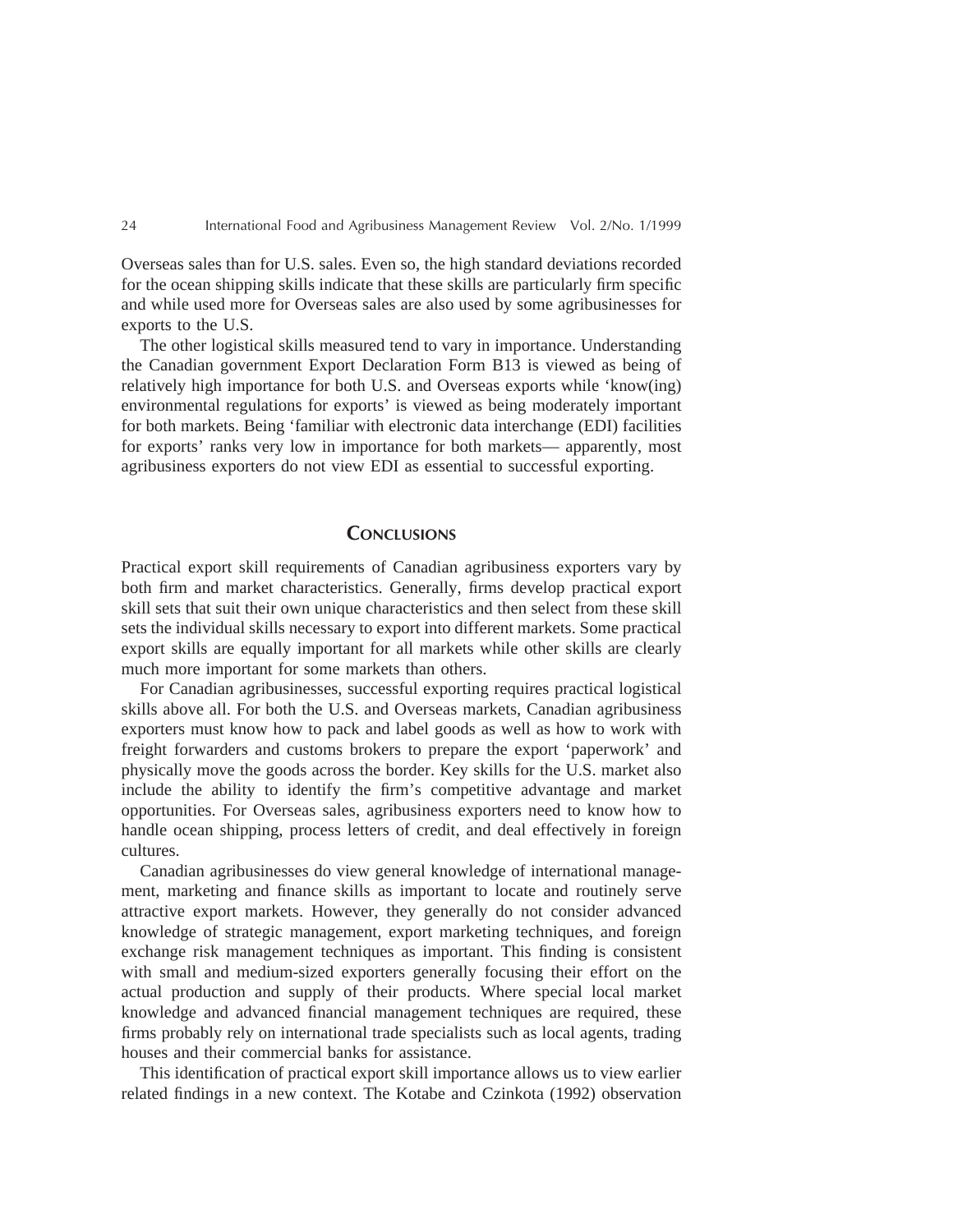Overseas sales than for U.S. sales. Even so, the high standard deviations recorded for the ocean shipping skills indicate that these skills are particularly firm specific and while used more for Overseas sales are also used by some agribusinesses for exports to the U.S.

The other logistical skills measured tend to vary in importance. Understanding the Canadian government Export Declaration Form B13 is viewed as being of relatively high importance for both U.S. and Overseas exports while 'know(ing) environmental regulations for exports' is viewed as being moderately important for both markets. Being 'familiar with electronic data interchange (EDI) facilities for exports' ranks very low in importance for both markets— apparently, most agribusiness exporters do not view EDI as essential to successful exporting.

## Conclusions

Practical export skill requirements of Canadian agribusiness exporters vary by both firm and market characteristics. Generally, firms develop practical export skill sets that suit their own unique characteristics and then select from these skill sets the individual skills necessary to export into different markets. Some practical export skills are equally important for all markets while other skills are clearly much more important for some markets than others.

For Canadian agribusinesses, successful exporting requires practical logistical skills above all. For both the U.S. and Overseas markets, Canadian agribusiness exporters must know how to pack and label goods as well as how to work with freight forwarders and customs brokers to prepare the export 'paperwork' and physically move the goods across the border. Key skills for the U.S. market also include the ability to identify the firm's competitive advantage and market opportunities. For Overseas sales, agribusiness exporters need to know how to handle ocean shipping, process letters of credit, and deal effectively in foreign cultures.

Canadian agribusinesses do view general knowledge of international management, marketing and finance skills as important to locate and routinely serve attractive export markets. However, they generally do not consider advanced knowledge of strategic management, export marketing techniques, and foreign exchange risk management techniques as important. This finding is consistent with small and medium-sized exporters generally focusing their effort on the actual production and supply of their products. Where special local market knowledge and advanced financial management techniques are required, these firms probably rely on international trade specialists such as local agents, trading houses and their commercial banks for assistance.

This identification of practical export skill importance allows us to view earlier related findings in a new context. The Kotabe and Czinkota (1992) observation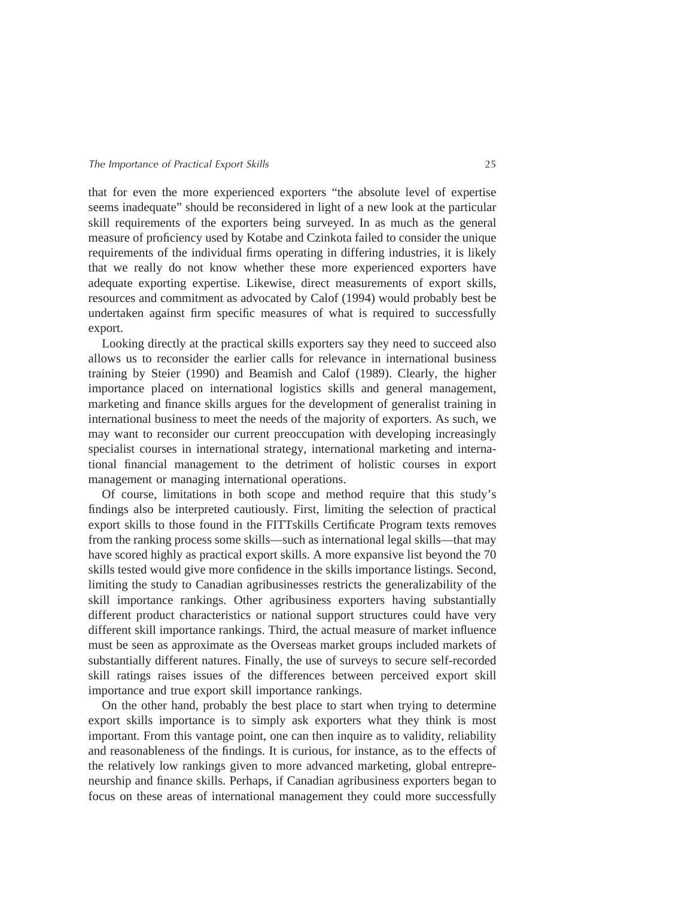that for even the more experienced exporters "the absolute level of expertise seems inadequate" should be reconsidered in light of a new look at the particular skill requirements of the exporters being surveyed. In as much as the general measure of proficiency used by Kotabe and Czinkota failed to consider the unique requirements of the individual firms operating in differing industries, it is likely that we really do not know whether these more experienced exporters have adequate exporting expertise. Likewise, direct measurements of export skills, resources and commitment as advocated by Calof (1994) would probably best be undertaken against firm specific measures of what is required to successfully export.

Looking directly at the practical skills exporters say they need to succeed also allows us to reconsider the earlier calls for relevance in international business training by Steier (1990) and Beamish and Calof (1989). Clearly, the higher importance placed on international logistics skills and general management, marketing and finance skills argues for the development of generalist training in international business to meet the needs of the majority of exporters. As such, we may want to reconsider our current preoccupation with developing increasingly specialist courses in international strategy, international marketing and international financial management to the detriment of holistic courses in export management or managing international operations.

Of course, limitations in both scope and method require that this study's findings also be interpreted cautiously. First, limiting the selection of practical export skills to those found in the FITTskills Certificate Program texts removes from the ranking process some skills—such as international legal skills—that may have scored highly as practical export skills. A more expansive list beyond the 70 skills tested would give more confidence in the skills importance listings. Second, limiting the study to Canadian agribusinesses restricts the generalizability of the skill importance rankings. Other agribusiness exporters having substantially different product characteristics or national support structures could have very different skill importance rankings. Third, the actual measure of market influence must be seen as approximate as the Overseas market groups included markets of substantially different natures. Finally, the use of surveys to secure self-recorded skill ratings raises issues of the differences between perceived export skill importance and true export skill importance rankings.

On the other hand, probably the best place to start when trying to determine export skills importance is to simply ask exporters what they think is most important. From this vantage point, one can then inquire as to validity, reliability and reasonableness of the findings. It is curious, for instance, as to the effects of the relatively low rankings given to more advanced marketing, global entrepreneurship and finance skills. Perhaps, if Canadian agribusiness exporters began to focus on these areas of international management they could more successfully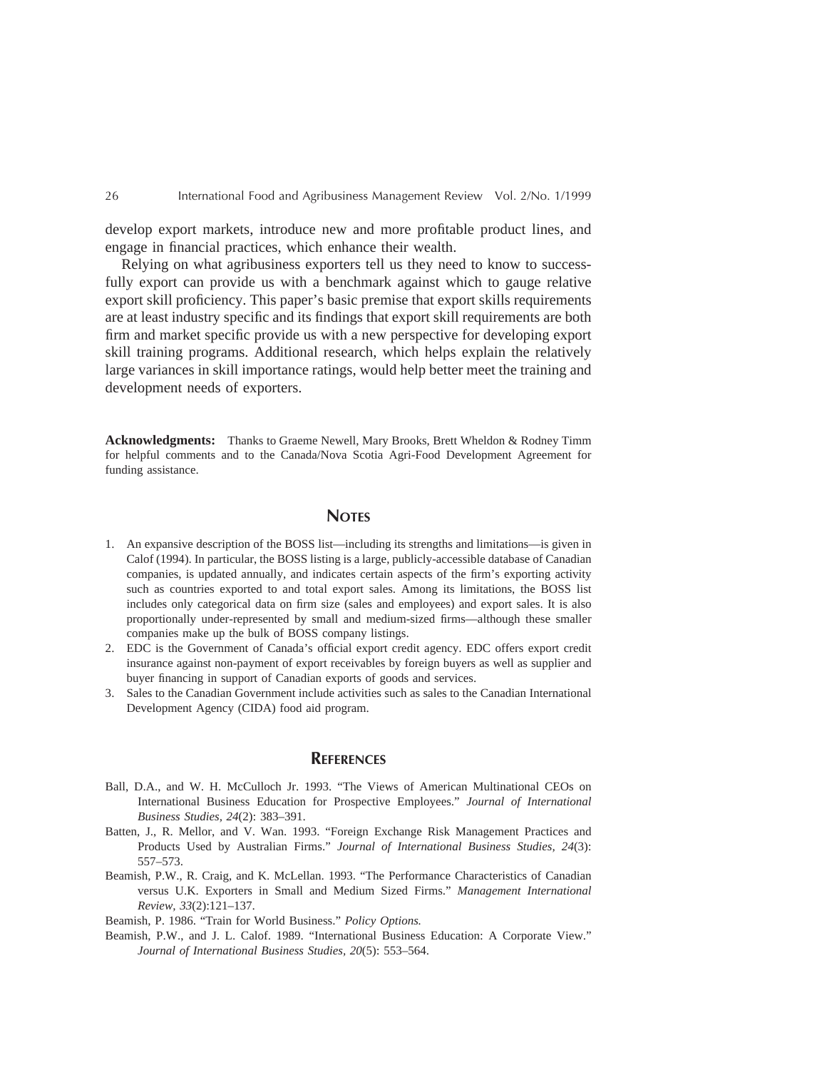develop export markets, introduce new and more profitable product lines, and engage in financial practices, which enhance their wealth.

Relying on what agribusiness exporters tell us they need to know to successfully export can provide us with a benchmark against which to gauge relative export skill proficiency. This paper's basic premise that export skills requirements are at least industry specific and its findings that export skill requirements are both firm and market specific provide us with a new perspective for developing export skill training programs. Additional research, which helps explain the relatively large variances in skill importance ratings, would help better meet the training and development needs of exporters.

**Acknowledgments:** Thanks to Graeme Newell, Mary Brooks, Brett Wheldon & Rodney Timm for helpful comments and to the Canada/Nova Scotia Agri-Food Development Agreement for funding assistance.

## NOTES

1. An expansive description of the BOSS list—including its strengths and limitations—is given in Calof (1994). In particular, the BOSS listing is a large, publicly-accessible database of Canadian companies, is updated annually, and indicates certain aspects of the firm's exporting activity such as countries exported to and total export sales. Among its limitations, the BOSS list includes only categorical data on firm size (sales and employees) and export sales. It is also proportionally under-represented by small and medium-sized firms—although these smaller companies make up the bulk of BOSS company listings.
2. EDC is the Government of Canada's official export credit agency. EDC offers export credit insurance against non-payment of export receivables by foreign buyers as well as supplier and buyer financing in support of Canadian exports of goods and services.
3. Sales to the Canadian Government include activities such as sales to the Canadian International Development Agency (CIDA) food aid program.

## REFERENCES

Ball, D.A., and W. H. McCulloch Jr. 1993. "The Views of American Multinational CEOs on International Business Education for Prospective Employees." *Journal of International Business Studies, 24*(2): 383–391.

Batten, J., R. Mellor, and V. Wan. 1993. "Foreign Exchange Risk Management Practices and Products Used by Australian Firms." *Journal of International Business Studies, 24*(3): 557–573.

Beamish, P.W., R. Craig, and K. McLellan. 1993. "The Performance Characteristics of Canadian versus U.K. Exporters in Small and Medium Sized Firms." *Management International Review, 33*(2):121–137.

Beamish, P. 1986. "Train for World Business." *Policy Options.*

Beamish, P.W., and J. L. Calof. 1989. "International Business Education: A Corporate View." *Journal of International Business Studies, 20*(5): 553–564.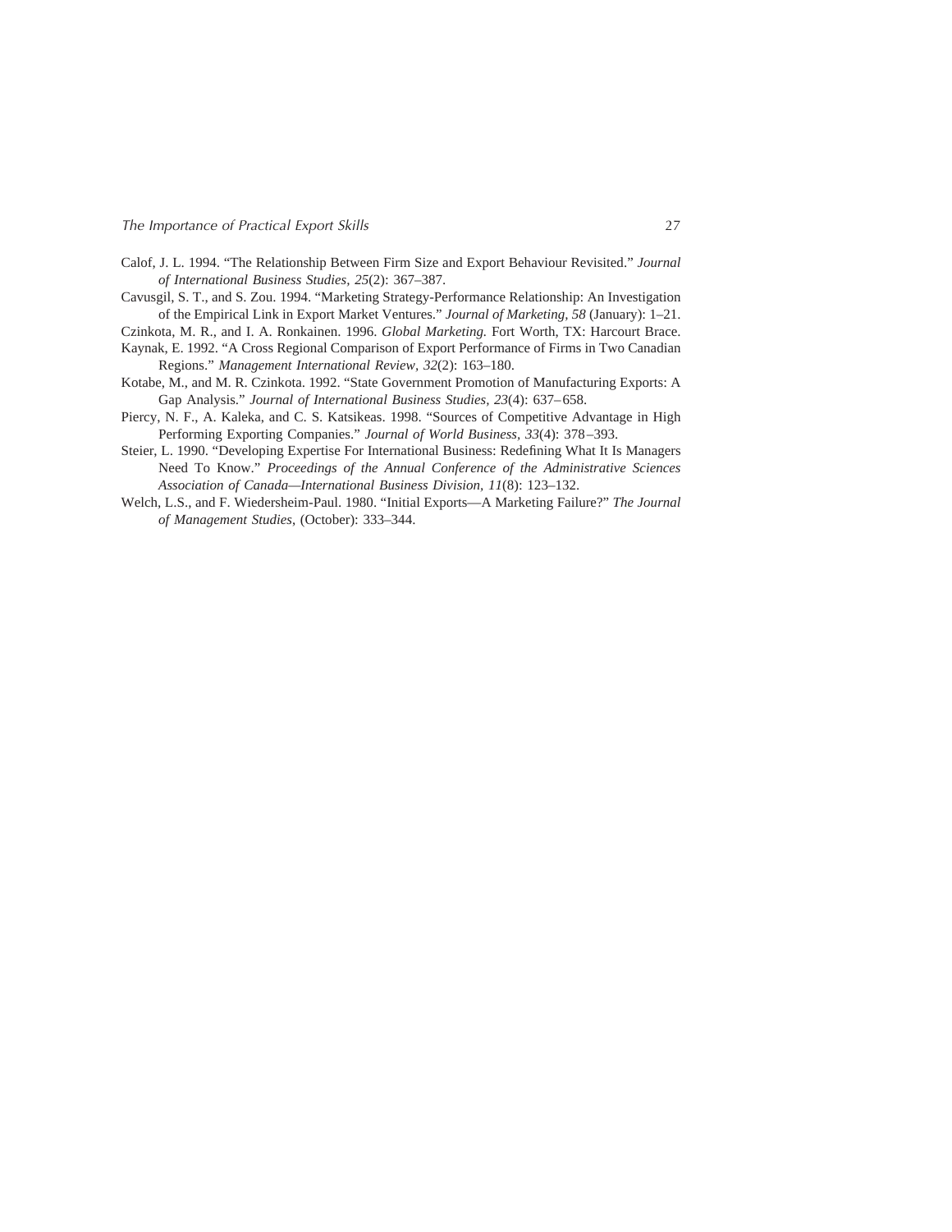Calof, J. L. 1994. "The Relationship Between Firm Size and Export Behaviour Revisited." *Journal of International Business Studies, 25*(2): 367–387.

Cavusgil, S. T., and S. Zou. 1994. "Marketing Strategy-Performance Relationship: An Investigation of the Empirical Link in Export Market Ventures." *Journal of Marketing, 58* (January): 1–21.

Czinkota, M. R., and I. A. Ronkainen. 1996. *Global Marketing.* Fort Worth, TX: Harcourt Brace.

Kaynak, E. 1992. "A Cross Regional Comparison of Export Performance of Firms in Two Canadian Regions." *Management International Review, 32*(2): 163–180.

Kotabe, M., and M. R. Czinkota. 1992. "State Government Promotion of Manufacturing Exports: A Gap Analysis." *Journal of International Business Studies, 23*(4): 637–658.

Piercy, N. F., A. Kaleka, and C. S. Katsikeas. 1998. "Sources of Competitive Advantage in High Performing Exporting Companies." *Journal of World Business, 33*(4): 378–393.

Steier, L. 1990. "Developing Expertise For International Business: Redefining What It Is Managers Need To Know." *Proceedings of the Annual Conference of the Administrative Sciences Association of Canada—International Business Division, 11*(8): 123–132.

Welch, L.S., and F. Wiedersheim-Paul. 1980. "Initial Exports—A Marketing Failure?" *The Journal of Management Studies*, (October): 333–344.